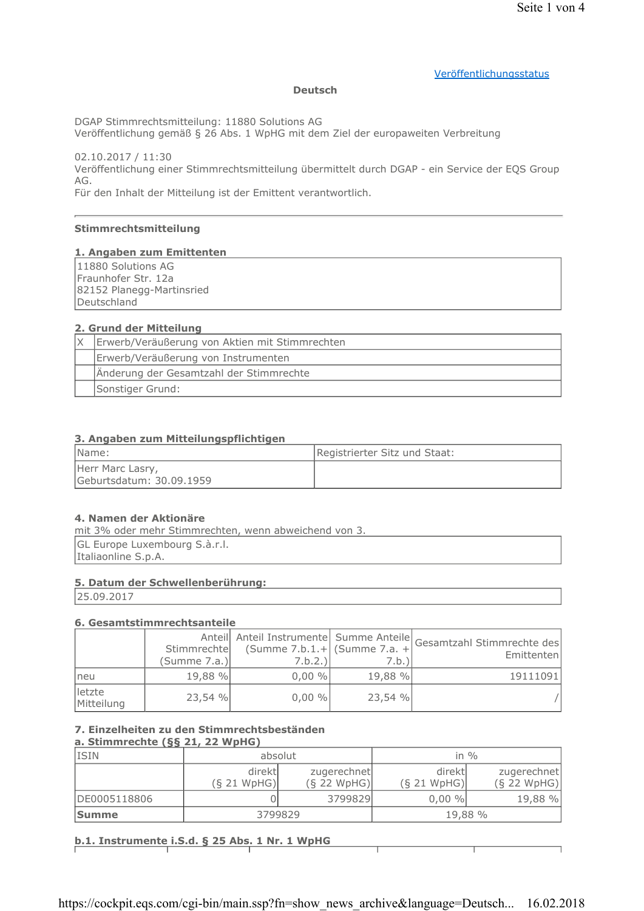[Veröffentlichungsstatus](#)

**Deutsch**

DGAP Stimmrechtsmitteilung: 11880 Solutions AG
Veröffentlichung gemäß § 26 Abs. 1 WpHG mit dem Ziel der europaweiten Verbreitung

02.10.2017 / 11:30
Veröffentlichung einer Stimmrechtsmitteilung übermittelt durch DGAP - ein Service der EQS Group AG.
Für den Inhalt der Mitteilung ist der Emittent verantwortlich.

---

**Stimmrechtsmitteilung**

**1. Angaben zum Emittenten**

| 11880 Solutions AG<br>Fraunhofer Str. 12a<br>82152 Planegg-Martinsried<br>Deutschland |
|---|

**2. Grund der Mitteilung**

| | |
|---|---|
| X | Erwerb/Veräußerung von Aktien mit Stimmrechten |
| | Erwerb/Veräußerung von Instrumenten |
| | Änderung der Gesamtzahl der Stimmrechte |
| | Sonstiger Grund: |

**3. Angaben zum Mitteilungspflichtigen**

| Name: | Registrierter Sitz und Staat: |
|---|---|
| Herr Marc Lasry,<br>Geburtsdatum: 30.09.1959 | |

**4. Namen der Aktionäre**
mit 3% oder mehr Stimmrechten, wenn abweichend von 3.

| GL Europe Luxembourg S.à.r.l.<br>Italiaonline S.p.A. |
|---|

**5. Datum der Schwellenberührung:**

| 25.09.2017 |
|---|

**6. Gesamtstimmrechtsanteile**

| | Anteil Stimmrechte (Summe 7.a.) | Anteil Instrumente (Summe 7.b.1.+ 7.b.2.) | Summe Anteile (Summe 7.a. + 7.b.) | Gesamtzahl Stimmrechte des Emittenten |
|---|---|---|---|---|
| neu | 19,88 % | 0,00 % | 19,88 % | 19111091 |
| letzte Mitteilung | 23,54 % | 0,00 % | 23,54 % | / |

**7. Einzelheiten zu den Stimmrechtsbeständen**
**a. Stimmrechte (§§ 21, 22 WpHG)**

| ISIN | absolut | | in % | |
|---|---|---|---|---|
| | direkt (§ 21 WpHG) | zugerechnet (§ 22 WpHG) | direkt (§ 21 WpHG) | zugerechnet (§ 22 WpHG) |
| DE0005118806 | 0 | 3799829 | 0,00 % | 19,88 % |
| **Summe** | 3799829 | | 19,88 % | |

**b.1. Instrumente i.S.d. § 25 Abs. 1 Nr. 1 WpHG**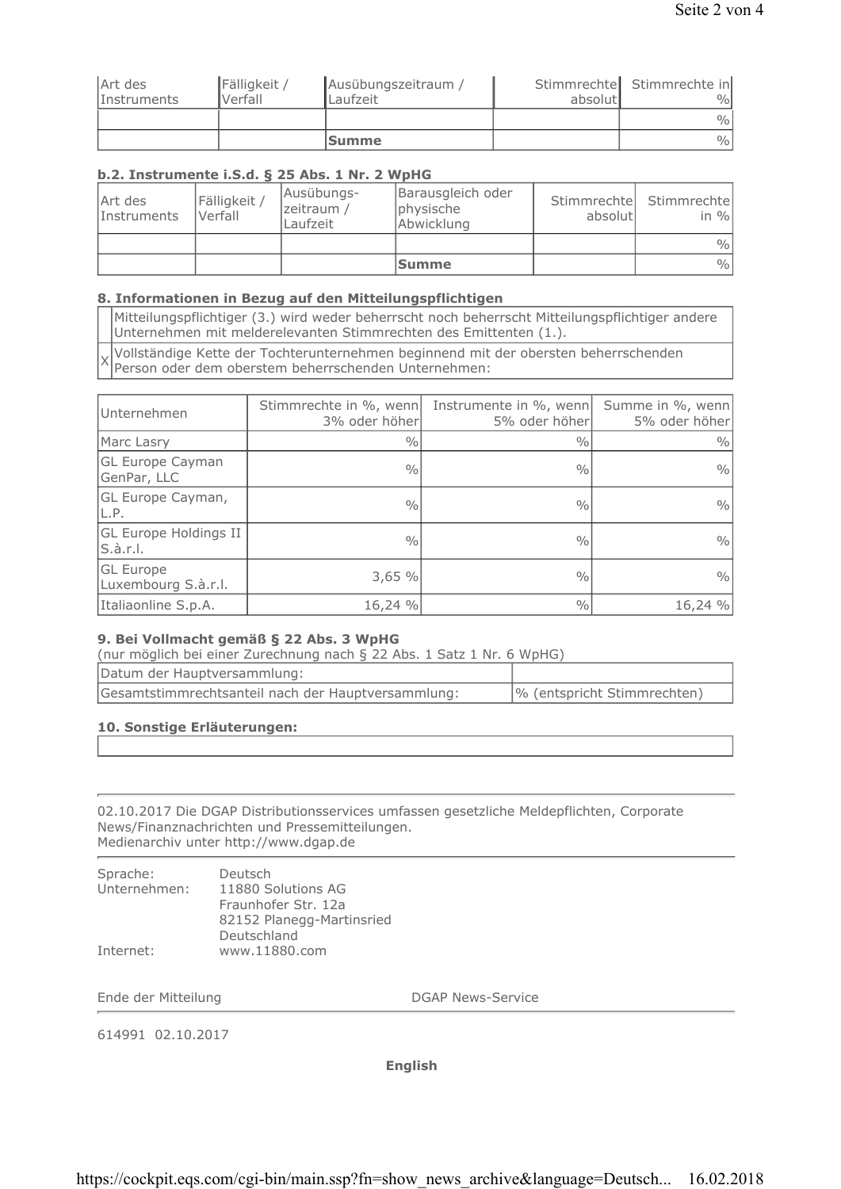| Art des Instruments | Fälligkeit / Verfall | Ausübungszeitraum / Laufzeit | Stimmrechte absolut | Stimmrechte in % |
|---|---|---|---|---|
| | | | | % |
| | | **Summe** | | % |

### b.2. Instrumente i.S.d. § 25 Abs. 1 Nr. 2 WpHG

| Art des Instruments | Fälligkeit / Verfall | Ausübungs-zeitraum / Laufzeit | Barausgleich oder physische Abwicklung | Stimmrechte absolut | Stimmrechte in % |
|---|---|---|---|---|---|
| | | | | | % |
| | | | **Summe** | | % |

### 8. Informationen in Bezug auf den Mitteilungspflichtigen

| | |
|---|---|
| | Mitteilungspflichtiger (3.) wird weder beherrscht noch beherrscht Mitteilungspflichtiger andere Unternehmen mit melderelevanten Stimmrechten des Emittenten (1.). |
| X | Vollständige Kette der Tochterunternehmen beginnend mit der obersten beherrschenden Person oder dem oberstem beherrschenden Unternehmen: |

| Unternehmen | Stimmrechte in %, wenn 3% oder höher | Instrumente in %, wenn 5% oder höher | Summe in %, wenn 5% oder höher |
|---|---|---|---|
| Marc Lasry | % | % | % |
| GL Europe Cayman GenPar, LLC | % | % | % |
| GL Europe Cayman, L.P. | % | % | % |
| GL Europe Holdings II S.à.r.l. | % | % | % |
| GL Europe Luxembourg S.à.r.l. | 3,65 % | % | % |
| Italiaonline S.p.A. | 16,24 % | % | 16,24 % |

### 9. Bei Vollmacht gemäß § 22 Abs. 3 WpHG

(nur möglich bei einer Zurechnung nach § 22 Abs. 1 Satz 1 Nr. 6 WpHG)

| | |
|---|---|
| Datum der Hauptversammlung: | |
| Gesamtstimmrechtsanteil nach der Hauptversammlung: | % (entspricht Stimmrechten) |

### 10. Sonstige Erläuterungen:

---

02.10.2017 Die DGAP Distributionsservices umfassen gesetzliche Meldepflichten, Corporate News/Finanznachrichten und Pressemitteilungen.
Medienarchiv unter http://www.dgap.de

---

| | |
|---|---|
| Sprache: | Deutsch |
| Unternehmen: | 11880 Solutions AG<br>Fraunhofer Str. 12a<br>82152 Planegg-Martinsried<br>Deutschland |
| Internet: | www.11880.com |

Ende der Mitteilung DGAP News-Service

---

614991 02.10.2017

**English**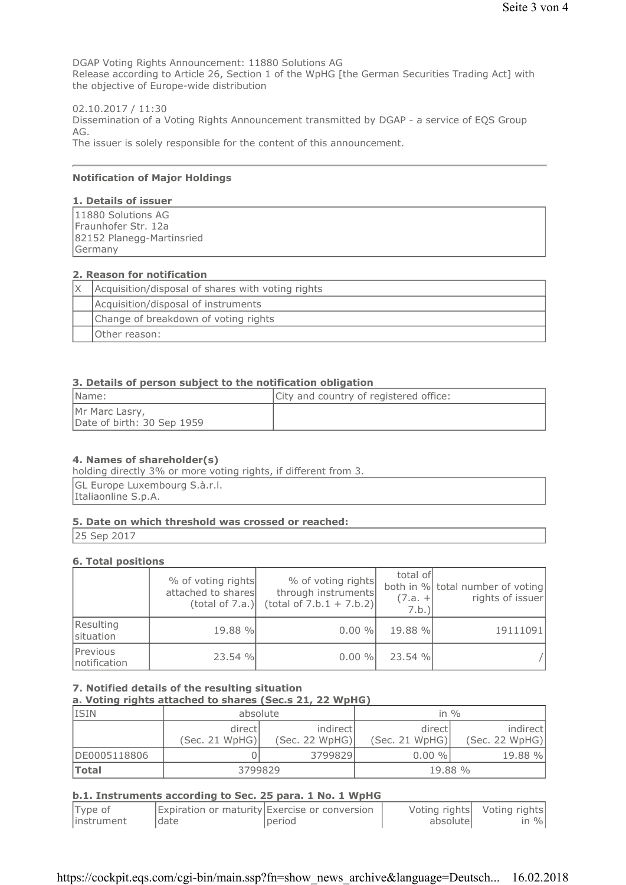DGAP Voting Rights Announcement: 11880 Solutions AG
Release according to Article 26, Section 1 of the WpHG [the German Securities Trading Act] with the objective of Europe-wide distribution

02.10.2017 / 11:30
Dissemination of a Voting Rights Announcement transmitted by DGAP - a service of EQS Group AG.
The issuer is solely responsible for the content of this announcement.

---

**Notification of Major Holdings**

**1. Details of issuer**

| 11880 Solutions AG<br>Fraunhofer Str. 12a<br>82152 Planegg-Martinsried<br>Germany |
|---|

**2. Reason for notification**

| | |
|---|---|
| X | Acquisition/disposal of shares with voting rights |
| | Acquisition/disposal of instruments |
| | Change of breakdown of voting rights |
| | Other reason: |

**3. Details of person subject to the notification obligation**

| Name: | City and country of registered office: |
|---|---|
| Mr Marc Lasry,<br>Date of birth: 30 Sep 1959 | |

**4. Names of shareholder(s)**
holding directly 3% or more voting rights, if different from 3.

| GL Europe Luxembourg S.à.r.l.<br>Italiaonline S.p.A. |
|---|

**5. Date on which threshold was crossed or reached:**

| 25 Sep 2017 |
|---|

**6. Total positions**

| | % of voting rights attached to shares (total of 7.a.) | % of voting rights through instruments (total of 7.b.1 + 7.b.2) | total of both in % (7.a. + 7.b.) | total number of voting rights of issuer |
|---|---|---|---|---|
| Resulting situation | 19.88 % | 0.00 % | 19.88 % | 19111091 |
| Previous notification | 23.54 % | 0.00 % | 23.54 % | / |

**7. Notified details of the resulting situation**
**a. Voting rights attached to shares (Sec.s 21, 22 WpHG)**

| ISIN | absolute | | in % | |
|---|---|---|---|---|
| | direct (Sec. 21 WpHG) | indirect (Sec. 22 WpHG) | direct (Sec. 21 WpHG) | indirect (Sec. 22 WpHG) |
| DE0005118806 | 0 | 3799829 | 0.00 % | 19.88 % |
| **Total** | 3799829 | | 19.88 % | |

**b.1. Instruments according to Sec. 25 para. 1 No. 1 WpHG**

| Type of instrument | Expiration or maturity date | Exercise or conversion period | Voting rights absolute | Voting rights in % |
|---|---|---|---|---|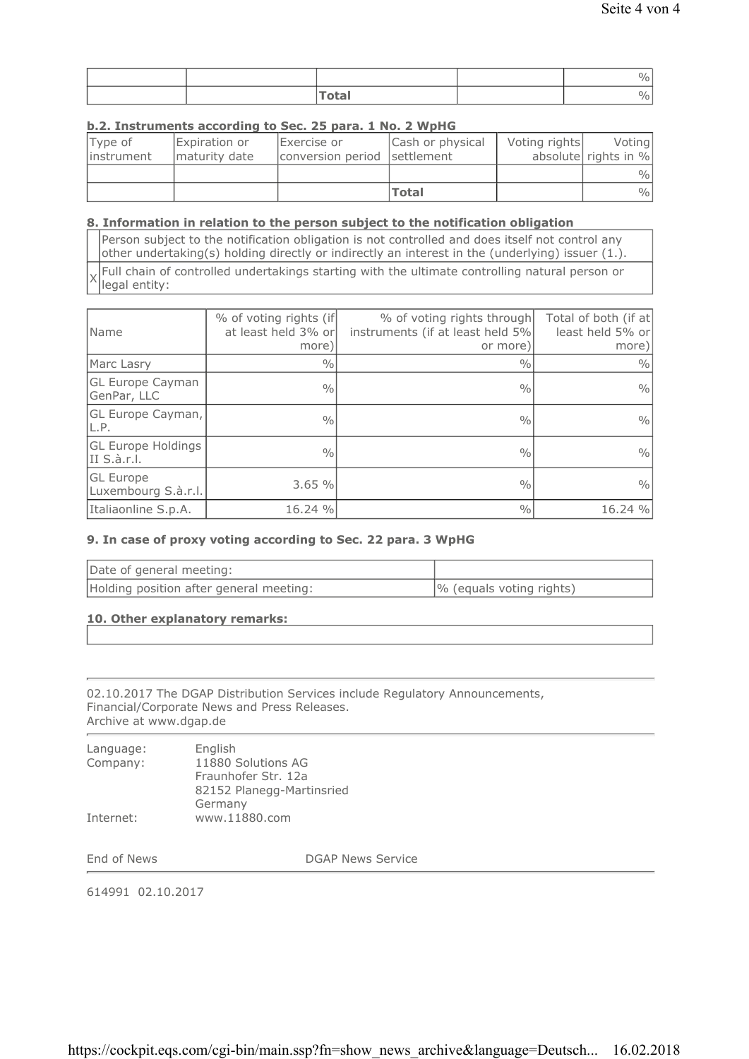| | | | | |
|---|---|---|---|---|
| | | | | % |
| | | Total | | % |

**b.2. Instruments according to Sec. 25 para. 1 No. 2 WpHG**

| Type of instrument | Expiration or maturity date | Exercise or conversion period | Cash or physical settlement | Voting rights absolute | Voting rights in % |
|---|---|---|---|---|---|
| | | | | | % |
| | | | Total | | % |

**8. Information in relation to the person subject to the notification obligation**

| | |
|---|---|
| | Person subject to the notification obligation is not controlled and does itself not control any other undertaking(s) holding directly or indirectly an interest in the (underlying) issuer (1.). |
| X | Full chain of controlled undertakings starting with the ultimate controlling natural person or legal entity: |

| Name | % of voting rights (if at least held 3% or more) | % of voting rights through instruments (if at least held 5% or more) | Total of both (if at least held 5% or more) |
|---|---|---|---|
| Marc Lasry | % | % | % |
| GL Europe Cayman GenPar, LLC | % | % | % |
| GL Europe Cayman, L.P. | % | % | % |
| GL Europe Holdings II S.à.r.l. | % | % | % |
| GL Europe Luxembourg S.à.r.l. | 3.65 % | % | % |
| Italiaonline S.p.A. | 16.24 % | % | 16.24 % |

**9. In case of proxy voting according to Sec. 22 para. 3 WpHG**

| | |
|---|---|
| Date of general meeting: | |
| Holding position after general meeting: | % (equals voting rights) |

**10. Other explanatory remarks:**

---

02.10.2017 The DGAP Distribution Services include Regulatory Announcements, Financial/Corporate News and Press Releases.
Archive at www.dgap.de

| | |
|---|---|
| Language: | English |
| Company: | 11880 Solutions AG<br>Fraunhofer Str. 12a<br>82152 Planegg-Martinsried<br>Germany |
| Internet: | www.11880.com |

End of News DGAP News Service

614991 02.10.2017